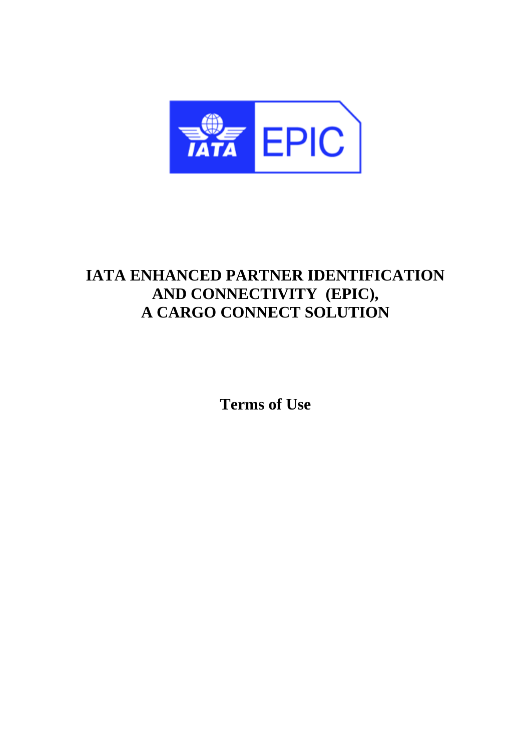# IATA ENHANCED PARTNER IDENTIFICATION AND CONNECTIVITY (EPIC), A CARGO CONNECT SOLUTION

## Terms of Use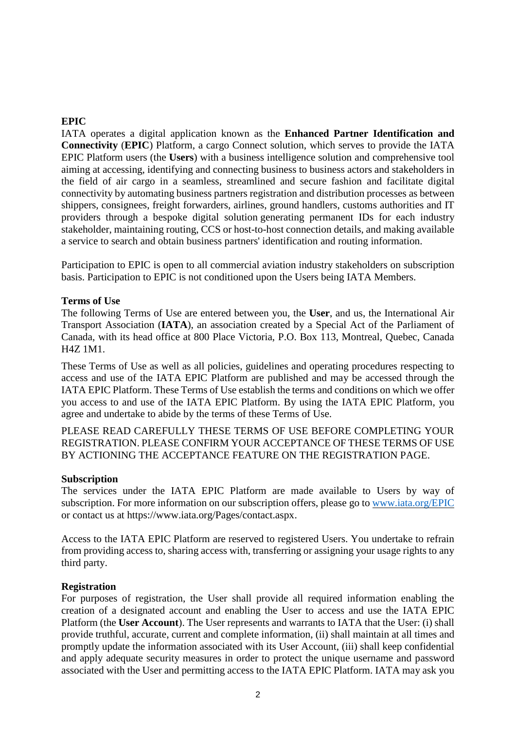**EPIC**

IATA operates a digital application known as the **Enhanced Partner Identification and Connectivity** (**EPIC**) Platform, a cargo Connect solution, which serves to provide the IATA EPIC Platform users (the **Users**) with a business intelligence solution and comprehensive tool aiming at accessing, identifying and connecting business to business actors and stakeholders in the field of air cargo in a seamless, streamlined and secure fashion and facilitate digital connectivity by automating business partners registration and distribution processes as between shippers, consignees, freight forwarders, airlines, ground handlers, customs authorities and IT providers through a bespoke digital solution generating permanent IDs for each industry stakeholder, maintaining routing, CCS or host-to-host connection details, and making available a service to search and obtain business partners' identification and routing information.

Participation to EPIC is open to all commercial aviation industry stakeholders on subscription basis. Participation to EPIC is not conditioned upon the Users being IATA Members.

**Terms of Use**

The following Terms of Use are entered between you, the **User**, and us, the International Air Transport Association (**IATA**), an association created by a Special Act of the Parliament of Canada, with its head office at 800 Place Victoria, P.O. Box 113, Montreal, Quebec, Canada H4Z 1M1.

These Terms of Use as well as all policies, guidelines and operating procedures respecting to access and use of the IATA EPIC Platform are published and may be accessed through the IATA EPIC Platform. These Terms of Use establish the terms and conditions on which we offer you access to and use of the IATA EPIC Platform. By using the IATA EPIC Platform, you agree and undertake to abide by the terms of these Terms of Use.

PLEASE READ CAREFULLY THESE TERMS OF USE BEFORE COMPLETING YOUR REGISTRATION. PLEASE CONFIRM YOUR ACCEPTANCE OF THESE TERMS OF USE BY ACTIONING THE ACCEPTANCE FEATURE ON THE REGISTRATION PAGE.

**Subscription**

The services under the IATA EPIC Platform are made available to Users by way of subscription. For more information on our subscription offers, please go to [www.iata.org/EPIC](www.iata.org/EPIC) or contact us at https://www.iata.org/Pages/contact.aspx.

Access to the IATA EPIC Platform are reserved to registered Users. You undertake to refrain from providing access to, sharing access with, transferring or assigning your usage rights to any third party.

**Registration**

For purposes of registration, the User shall provide all required information enabling the creation of a designated account and enabling the User to access and use the IATA EPIC Platform (the **User Account**). The User represents and warrants to IATA that the User: (i) shall provide truthful, accurate, current and complete information, (ii) shall maintain at all times and promptly update the information associated with its User Account, (iii) shall keep confidential and apply adequate security measures in order to protect the unique username and password associated with the User and permitting access to the IATA EPIC Platform. IATA may ask you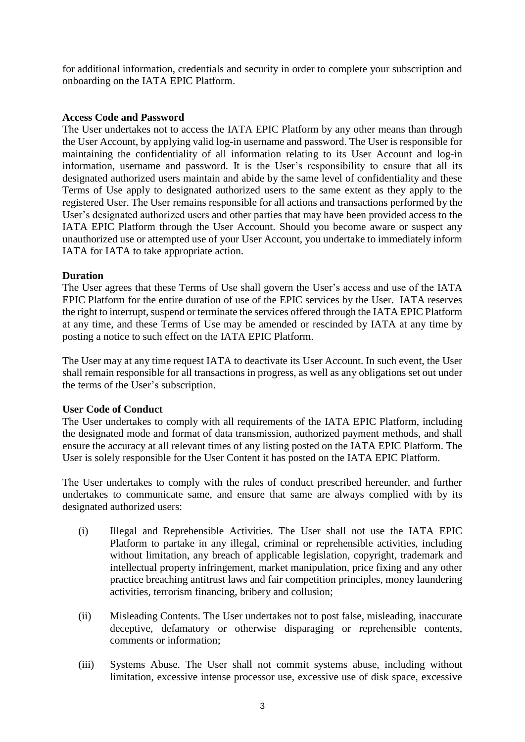for additional information, credentials and security in order to complete your subscription and onboarding on the IATA EPIC Platform.

**Access Code and Password**

The User undertakes not to access the IATA EPIC Platform by any other means than through the User Account, by applying valid log-in username and password. The User is responsible for maintaining the confidentiality of all information relating to its User Account and log-in information, username and password. It is the User's responsibility to ensure that all its designated authorized users maintain and abide by the same level of confidentiality and these Terms of Use apply to designated authorized users to the same extent as they apply to the registered User. The User remains responsible for all actions and transactions performed by the User's designated authorized users and other parties that may have been provided access to the IATA EPIC Platform through the User Account. Should you become aware or suspect any unauthorized use or attempted use of your User Account, you undertake to immediately inform IATA for IATA to take appropriate action.

**Duration**

The User agrees that these Terms of Use shall govern the User's access and use of the IATA EPIC Platform for the entire duration of use of the EPIC services by the User. IATA reserves the right to interrupt, suspend or terminate the services offered through the IATA EPIC Platform at any time, and these Terms of Use may be amended or rescinded by IATA at any time by posting a notice to such effect on the IATA EPIC Platform.

The User may at any time request IATA to deactivate its User Account. In such event, the User shall remain responsible for all transactions in progress, as well as any obligations set out under the terms of the User's subscription.

**User Code of Conduct**

The User undertakes to comply with all requirements of the IATA EPIC Platform, including the designated mode and format of data transmission, authorized payment methods, and shall ensure the accuracy at all relevant times of any listing posted on the IATA EPIC Platform. The User is solely responsible for the User Content it has posted on the IATA EPIC Platform.

The User undertakes to comply with the rules of conduct prescribed hereunder, and further undertakes to communicate same, and ensure that same are always complied with by its designated authorized users:

(i) Illegal and Reprehensible Activities. The User shall not use the IATA EPIC Platform to partake in any illegal, criminal or reprehensible activities, including without limitation, any breach of applicable legislation, copyright, trademark and intellectual property infringement, market manipulation, price fixing and any other practice breaching antitrust laws and fair competition principles, money laundering activities, terrorism financing, bribery and collusion;

(ii) Misleading Contents. The User undertakes not to post false, misleading, inaccurate deceptive, defamatory or otherwise disparaging or reprehensible contents, comments or information;

(iii) Systems Abuse. The User shall not commit systems abuse, including without limitation, excessive intense processor use, excessive use of disk space, excessive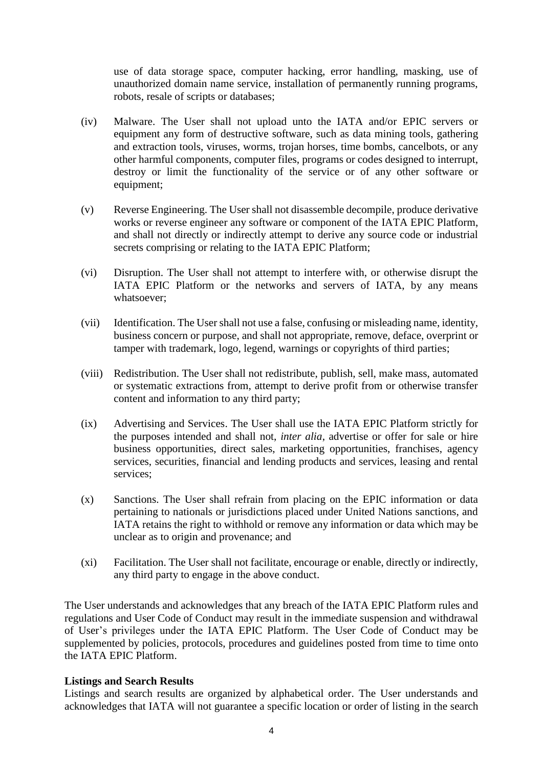use of data storage space, computer hacking, error handling, masking, use of unauthorized domain name service, installation of permanently running programs, robots, resale of scripts or databases;

(iv) Malware. The User shall not upload unto the IATA and/or EPIC servers or equipment any form of destructive software, such as data mining tools, gathering and extraction tools, viruses, worms, trojan horses, time bombs, cancelbots, or any other harmful components, computer files, programs or codes designed to interrupt, destroy or limit the functionality of the service or of any other software or equipment;

(v) Reverse Engineering. The User shall not disassemble decompile, produce derivative works or reverse engineer any software or component of the IATA EPIC Platform, and shall not directly or indirectly attempt to derive any source code or industrial secrets comprising or relating to the IATA EPIC Platform;

(vi) Disruption. The User shall not attempt to interfere with, or otherwise disrupt the IATA EPIC Platform or the networks and servers of IATA, by any means whatsoever;

(vii) Identification. The User shall not use a false, confusing or misleading name, identity, business concern or purpose, and shall not appropriate, remove, deface, overprint or tamper with trademark, logo, legend, warnings or copyrights of third parties;

(viii) Redistribution. The User shall not redistribute, publish, sell, make mass, automated or systematic extractions from, attempt to derive profit from or otherwise transfer content and information to any third party;

(ix) Advertising and Services. The User shall use the IATA EPIC Platform strictly for the purposes intended and shall not, *inter alia*, advertise or offer for sale or hire business opportunities, direct sales, marketing opportunities, franchises, agency services, securities, financial and lending products and services, leasing and rental services;

(x) Sanctions. The User shall refrain from placing on the EPIC information or data pertaining to nationals or jurisdictions placed under United Nations sanctions, and IATA retains the right to withhold or remove any information or data which may be unclear as to origin and provenance; and

(xi) Facilitation. The User shall not facilitate, encourage or enable, directly or indirectly, any third party to engage in the above conduct.

The User understands and acknowledges that any breach of the IATA EPIC Platform rules and regulations and User Code of Conduct may result in the immediate suspension and withdrawal of User's privileges under the IATA EPIC Platform. The User Code of Conduct may be supplemented by policies, protocols, procedures and guidelines posted from time to time onto the IATA EPIC Platform.

**Listings and Search Results**

Listings and search results are organized by alphabetical order. The User understands and acknowledges that IATA will not guarantee a specific location or order of listing in the search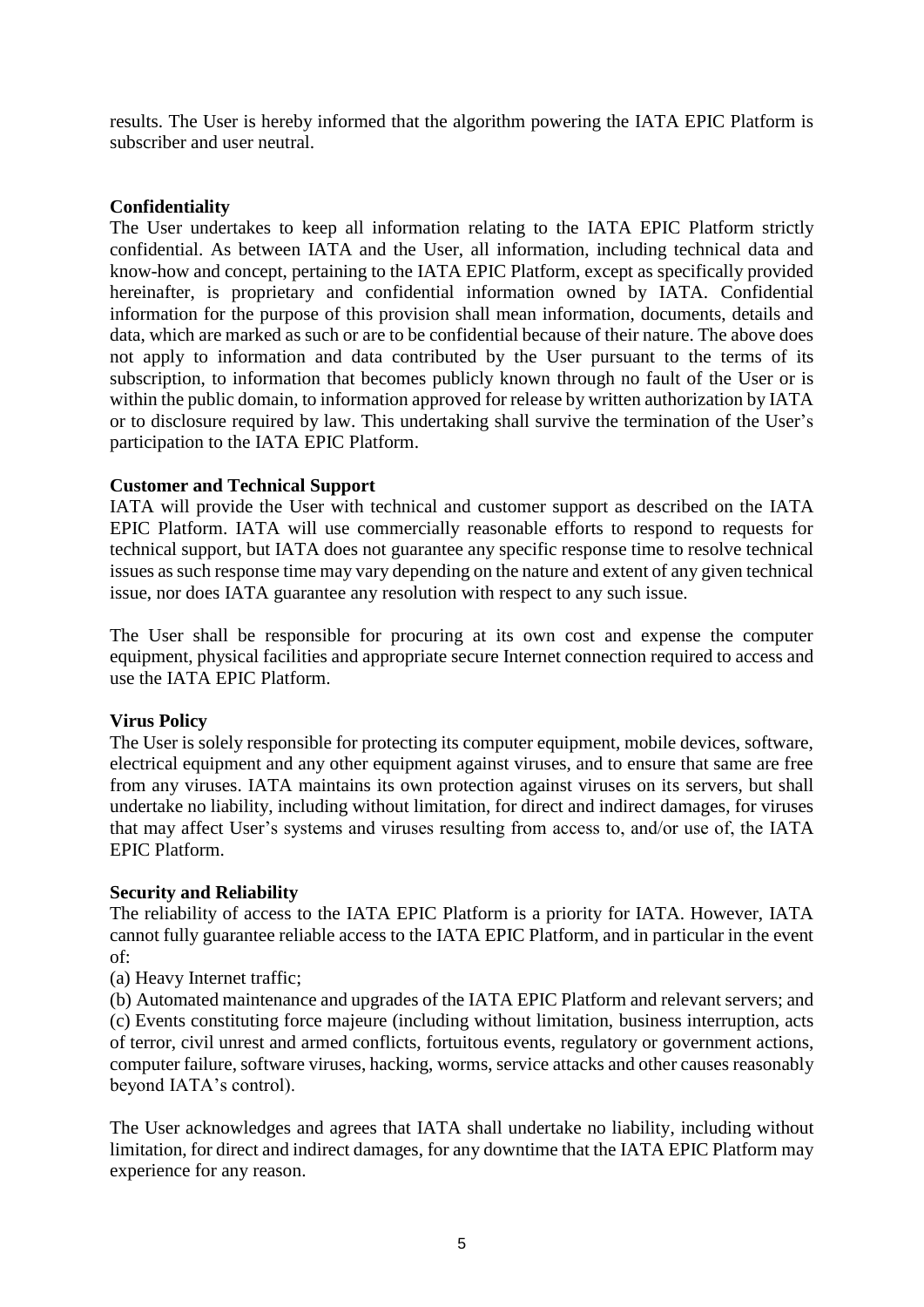results. The User is hereby informed that the algorithm powering the IATA EPIC Platform is subscriber and user neutral.

**Confidentiality**

The User undertakes to keep all information relating to the IATA EPIC Platform strictly confidential. As between IATA and the User, all information, including technical data and know-how and concept, pertaining to the IATA EPIC Platform, except as specifically provided hereinafter, is proprietary and confidential information owned by IATA. Confidential information for the purpose of this provision shall mean information, documents, details and data, which are marked as such or are to be confidential because of their nature. The above does not apply to information and data contributed by the User pursuant to the terms of its subscription, to information that becomes publicly known through no fault of the User or is within the public domain, to information approved for release by written authorization by IATA or to disclosure required by law. This undertaking shall survive the termination of the User's participation to the IATA EPIC Platform.

**Customer and Technical Support**

IATA will provide the User with technical and customer support as described on the IATA EPIC Platform. IATA will use commercially reasonable efforts to respond to requests for technical support, but IATA does not guarantee any specific response time to resolve technical issues as such response time may vary depending on the nature and extent of any given technical issue, nor does IATA guarantee any resolution with respect to any such issue.

The User shall be responsible for procuring at its own cost and expense the computer equipment, physical facilities and appropriate secure Internet connection required to access and use the IATA EPIC Platform.

**Virus Policy**

The User is solely responsible for protecting its computer equipment, mobile devices, software, electrical equipment and any other equipment against viruses, and to ensure that same are free from any viruses. IATA maintains its own protection against viruses on its servers, but shall undertake no liability, including without limitation, for direct and indirect damages, for viruses that may affect User's systems and viruses resulting from access to, and/or use of, the IATA EPIC Platform.

**Security and Reliability**

The reliability of access to the IATA EPIC Platform is a priority for IATA. However, IATA cannot fully guarantee reliable access to the IATA EPIC Platform, and in particular in the event of:

(a) Heavy Internet traffic;

(b) Automated maintenance and upgrades of the IATA EPIC Platform and relevant servers; and

(c) Events constituting force majeure (including without limitation, business interruption, acts of terror, civil unrest and armed conflicts, fortuitous events, regulatory or government actions, computer failure, software viruses, hacking, worms, service attacks and other causes reasonably beyond IATA's control).

The User acknowledges and agrees that IATA shall undertake no liability, including without limitation, for direct and indirect damages, for any downtime that the IATA EPIC Platform may experience for any reason.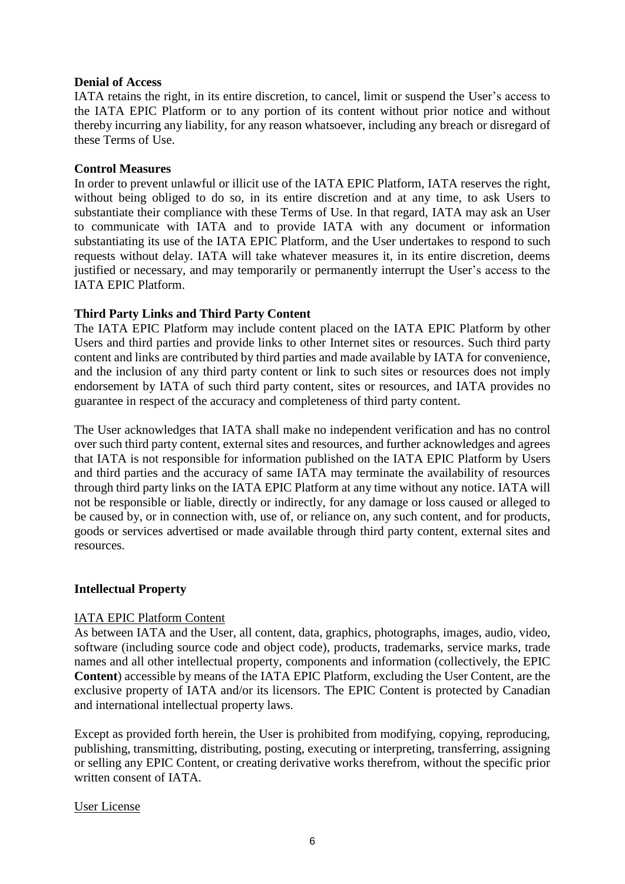**Denial of Access**

IATA retains the right, in its entire discretion, to cancel, limit or suspend the User's access to the IATA EPIC Platform or to any portion of its content without prior notice and without thereby incurring any liability, for any reason whatsoever, including any breach or disregard of these Terms of Use.

**Control Measures**

In order to prevent unlawful or illicit use of the IATA EPIC Platform, IATA reserves the right, without being obliged to do so, in its entire discretion and at any time, to ask Users to substantiate their compliance with these Terms of Use. In that regard, IATA may ask an User to communicate with IATA and to provide IATA with any document or information substantiating its use of the IATA EPIC Platform, and the User undertakes to respond to such requests without delay. IATA will take whatever measures it, in its entire discretion, deems justified or necessary, and may temporarily or permanently interrupt the User's access to the IATA EPIC Platform.

**Third Party Links and Third Party Content**

The IATA EPIC Platform may include content placed on the IATA EPIC Platform by other Users and third parties and provide links to other Internet sites or resources. Such third party content and links are contributed by third parties and made available by IATA for convenience, and the inclusion of any third party content or link to such sites or resources does not imply endorsement by IATA of such third party content, sites or resources, and IATA provides no guarantee in respect of the accuracy and completeness of third party content.

The User acknowledges that IATA shall make no independent verification and has no control over such third party content, external sites and resources, and further acknowledges and agrees that IATA is not responsible for information published on the IATA EPIC Platform by Users and third parties and the accuracy of same IATA may terminate the availability of resources through third party links on the IATA EPIC Platform at any time without any notice. IATA will not be responsible or liable, directly or indirectly, for any damage or loss caused or alleged to be caused by, or in connection with, use of, or reliance on, any such content, and for products, goods or services advertised or made available through third party content, external sites and resources.

**Intellectual Property**

IATA EPIC Platform Content

As between IATA and the User, all content, data, graphics, photographs, images, audio, video, software (including source code and object code), products, trademarks, service marks, trade names and all other intellectual property, components and information (collectively, the EPIC **Content**) accessible by means of the IATA EPIC Platform, excluding the User Content, are the exclusive property of IATA and/or its licensors. The EPIC Content is protected by Canadian and international intellectual property laws.

Except as provided forth herein, the User is prohibited from modifying, copying, reproducing, publishing, transmitting, distributing, posting, executing or interpreting, transferring, assigning or selling any EPIC Content, or creating derivative works therefrom, without the specific prior written consent of IATA.

User License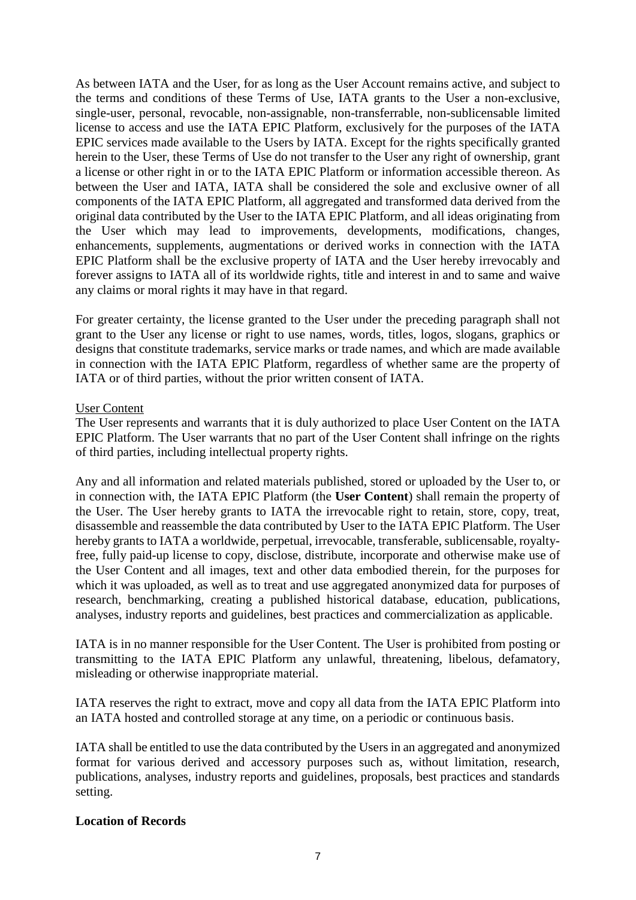As between IATA and the User, for as long as the User Account remains active, and subject to the terms and conditions of these Terms of Use, IATA grants to the User a non-exclusive, single-user, personal, revocable, non-assignable, non-transferrable, non-sublicensable limited license to access and use the IATA EPIC Platform, exclusively for the purposes of the IATA EPIC services made available to the Users by IATA. Except for the rights specifically granted herein to the User, these Terms of Use do not transfer to the User any right of ownership, grant a license or other right in or to the IATA EPIC Platform or information accessible thereon. As between the User and IATA, IATA shall be considered the sole and exclusive owner of all components of the IATA EPIC Platform, all aggregated and transformed data derived from the original data contributed by the User to the IATA EPIC Platform, and all ideas originating from the User which may lead to improvements, developments, modifications, changes, enhancements, supplements, augmentations or derived works in connection with the IATA EPIC Platform shall be the exclusive property of IATA and the User hereby irrevocably and forever assigns to IATA all of its worldwide rights, title and interest in and to same and waive any claims or moral rights it may have in that regard.

For greater certainty, the license granted to the User under the preceding paragraph shall not grant to the User any license or right to use names, words, titles, logos, slogans, graphics or designs that constitute trademarks, service marks or trade names, and which are made available in connection with the IATA EPIC Platform, regardless of whether same are the property of IATA or of third parties, without the prior written consent of IATA.

User Content

The User represents and warrants that it is duly authorized to place User Content on the IATA EPIC Platform. The User warrants that no part of the User Content shall infringe on the rights of third parties, including intellectual property rights.

Any and all information and related materials published, stored or uploaded by the User to, or in connection with, the IATA EPIC Platform (the **User Content**) shall remain the property of the User. The User hereby grants to IATA the irrevocable right to retain, store, copy, treat, disassemble and reassemble the data contributed by User to the IATA EPIC Platform. The User hereby grants to IATA a worldwide, perpetual, irrevocable, transferable, sublicensable, royalty-free, fully paid-up license to copy, disclose, distribute, incorporate and otherwise make use of the User Content and all images, text and other data embodied therein, for the purposes for which it was uploaded, as well as to treat and use aggregated anonymized data for purposes of research, benchmarking, creating a published historical database, education, publications, analyses, industry reports and guidelines, best practices and commercialization as applicable.

IATA is in no manner responsible for the User Content. The User is prohibited from posting or transmitting to the IATA EPIC Platform any unlawful, threatening, libelous, defamatory, misleading or otherwise inappropriate material.

IATA reserves the right to extract, move and copy all data from the IATA EPIC Platform into an IATA hosted and controlled storage at any time, on a periodic or continuous basis.

IATA shall be entitled to use the data contributed by the Users in an aggregated and anonymized format for various derived and accessory purposes such as, without limitation, research, publications, analyses, industry reports and guidelines, proposals, best practices and standards setting.

**Location of Records**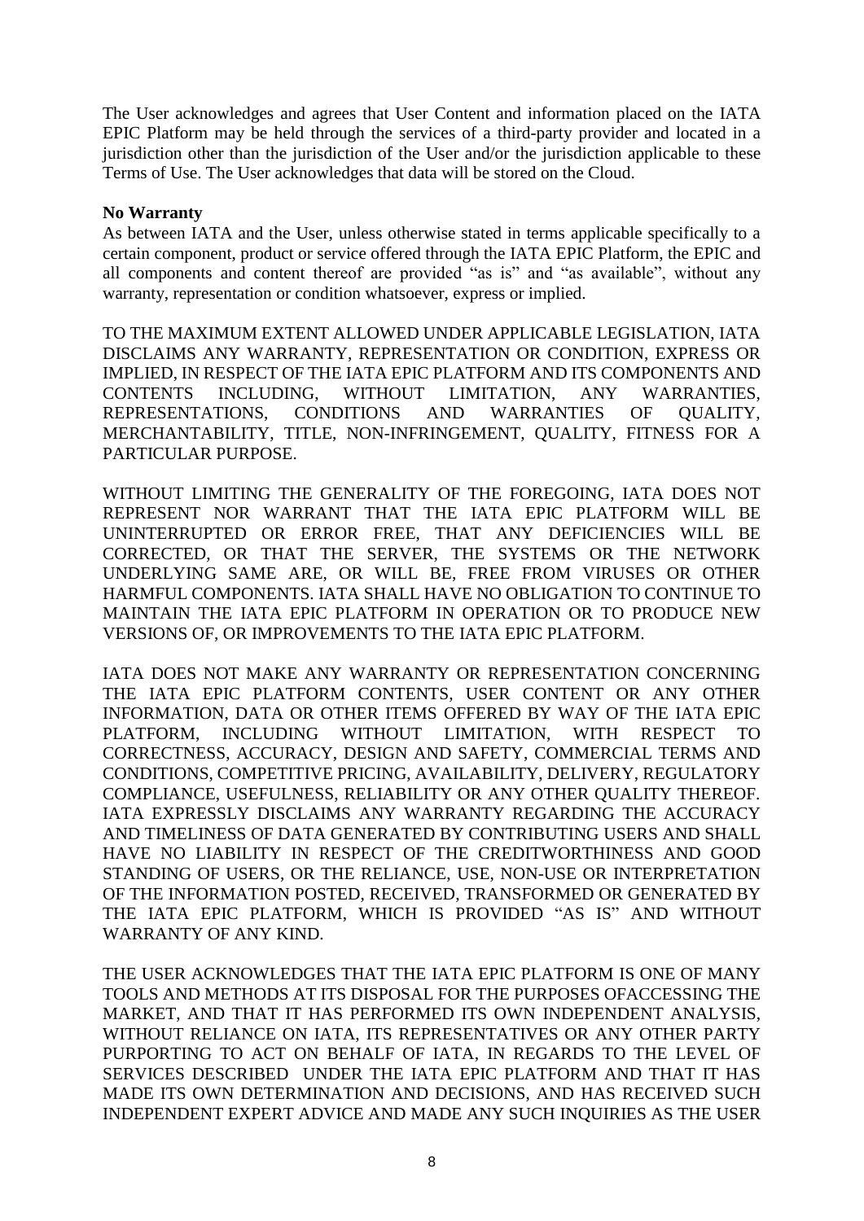The User acknowledges and agrees that User Content and information placed on the IATA EPIC Platform may be held through the services of a third-party provider and located in a jurisdiction other than the jurisdiction of the User and/or the jurisdiction applicable to these Terms of Use. The User acknowledges that data will be stored on the Cloud.

**No Warranty**

As between IATA and the User, unless otherwise stated in terms applicable specifically to a certain component, product or service offered through the IATA EPIC Platform, the EPIC and all components and content thereof are provided "as is" and "as available", without any warranty, representation or condition whatsoever, express or implied.

TO THE MAXIMUM EXTENT ALLOWED UNDER APPLICABLE LEGISLATION, IATA DISCLAIMS ANY WARRANTY, REPRESENTATION OR CONDITION, EXPRESS OR IMPLIED, IN RESPECT OF THE IATA EPIC PLATFORM AND ITS COMPONENTS AND CONTENTS INCLUDING, WITHOUT LIMITATION, ANY WARRANTIES, REPRESENTATIONS, CONDITIONS AND WARRANTIES OF QUALITY, MERCHANTABILITY, TITLE, NON-INFRINGEMENT, QUALITY, FITNESS FOR A PARTICULAR PURPOSE.

WITHOUT LIMITING THE GENERALITY OF THE FOREGOING, IATA DOES NOT REPRESENT NOR WARRANT THAT THE IATA EPIC PLATFORM WILL BE UNINTERRUPTED OR ERROR FREE, THAT ANY DEFICIENCIES WILL BE CORRECTED, OR THAT THE SERVER, THE SYSTEMS OR THE NETWORK UNDERLYING SAME ARE, OR WILL BE, FREE FROM VIRUSES OR OTHER HARMFUL COMPONENTS. IATA SHALL HAVE NO OBLIGATION TO CONTINUE TO MAINTAIN THE IATA EPIC PLATFORM IN OPERATION OR TO PRODUCE NEW VERSIONS OF, OR IMPROVEMENTS TO THE IATA EPIC PLATFORM.

IATA DOES NOT MAKE ANY WARRANTY OR REPRESENTATION CONCERNING THE IATA EPIC PLATFORM CONTENTS, USER CONTENT OR ANY OTHER INFORMATION, DATA OR OTHER ITEMS OFFERED BY WAY OF THE IATA EPIC PLATFORM, INCLUDING WITHOUT LIMITATION, WITH RESPECT TO CORRECTNESS, ACCURACY, DESIGN AND SAFETY, COMMERCIAL TERMS AND CONDITIONS, COMPETITIVE PRICING, AVAILABILITY, DELIVERY, REGULATORY COMPLIANCE, USEFULNESS, RELIABILITY OR ANY OTHER QUALITY THEREOF. IATA EXPRESSLY DISCLAIMS ANY WARRANTY REGARDING THE ACCURACY AND TIMELINESS OF DATA GENERATED BY CONTRIBUTING USERS AND SHALL HAVE NO LIABILITY IN RESPECT OF THE CREDITWORTHINESS AND GOOD STANDING OF USERS, OR THE RELIANCE, USE, NON-USE OR INTERPRETATION OF THE INFORMATION POSTED, RECEIVED, TRANSFORMED OR GENERATED BY THE IATA EPIC PLATFORM, WHICH IS PROVIDED "AS IS" AND WITHOUT WARRANTY OF ANY KIND.

THE USER ACKNOWLEDGES THAT THE IATA EPIC PLATFORM IS ONE OF MANY TOOLS AND METHODS AT ITS DISPOSAL FOR THE PURPOSES OFACCESSING THE MARKET, AND THAT IT HAS PERFORMED ITS OWN INDEPENDENT ANALYSIS, WITHOUT RELIANCE ON IATA, ITS REPRESENTATIVES OR ANY OTHER PARTY PURPORTING TO ACT ON BEHALF OF IATA, IN REGARDS TO THE LEVEL OF SERVICES DESCRIBED UNDER THE IATA EPIC PLATFORM AND THAT IT HAS MADE ITS OWN DETERMINATION AND DECISIONS, AND HAS RECEIVED SUCH INDEPENDENT EXPERT ADVICE AND MADE ANY SUCH INQUIRIES AS THE USER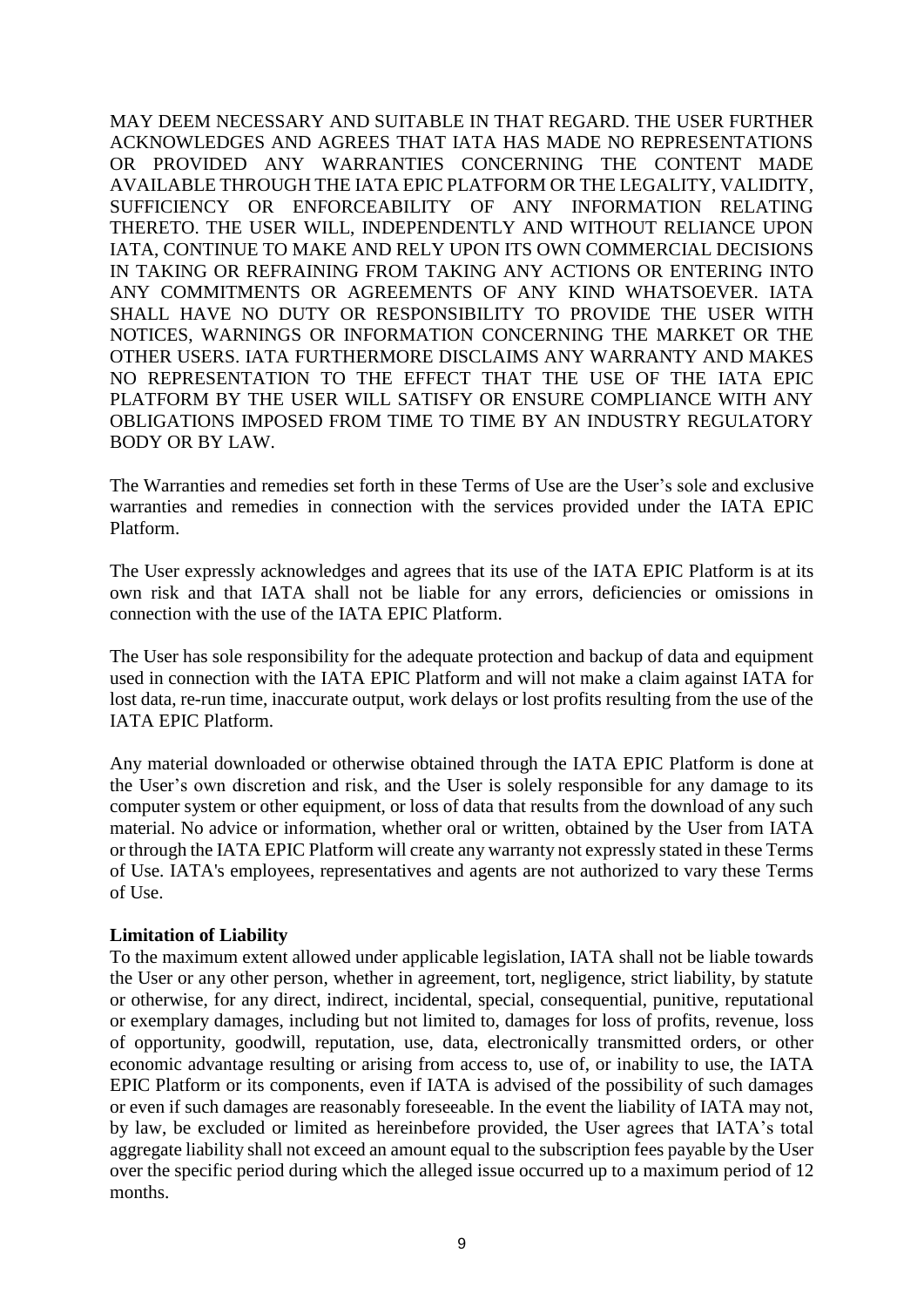MAY DEEM NECESSARY AND SUITABLE IN THAT REGARD. THE USER FURTHER ACKNOWLEDGES AND AGREES THAT IATA HAS MADE NO REPRESENTATIONS OR PROVIDED ANY WARRANTIES CONCERNING THE CONTENT MADE AVAILABLE THROUGH THE IATA EPIC PLATFORM OR THE LEGALITY, VALIDITY, SUFFICIENCY OR ENFORCEABILITY OF ANY INFORMATION RELATING THERETO. THE USER WILL, INDEPENDENTLY AND WITHOUT RELIANCE UPON IATA, CONTINUE TO MAKE AND RELY UPON ITS OWN COMMERCIAL DECISIONS IN TAKING OR REFRAINING FROM TAKING ANY ACTIONS OR ENTERING INTO ANY COMMITMENTS OR AGREEMENTS OF ANY KIND WHATSOEVER. IATA SHALL HAVE NO DUTY OR RESPONSIBILITY TO PROVIDE THE USER WITH NOTICES, WARNINGS OR INFORMATION CONCERNING THE MARKET OR THE OTHER USERS. IATA FURTHERMORE DISCLAIMS ANY WARRANTY AND MAKES NO REPRESENTATION TO THE EFFECT THAT THE USE OF THE IATA EPIC PLATFORM BY THE USER WILL SATISFY OR ENSURE COMPLIANCE WITH ANY OBLIGATIONS IMPOSED FROM TIME TO TIME BY AN INDUSTRY REGULATORY BODY OR BY LAW.

The Warranties and remedies set forth in these Terms of Use are the User's sole and exclusive warranties and remedies in connection with the services provided under the IATA EPIC Platform.

The User expressly acknowledges and agrees that its use of the IATA EPIC Platform is at its own risk and that IATA shall not be liable for any errors, deficiencies or omissions in connection with the use of the IATA EPIC Platform.

The User has sole responsibility for the adequate protection and backup of data and equipment used in connection with the IATA EPIC Platform and will not make a claim against IATA for lost data, re-run time, inaccurate output, work delays or lost profits resulting from the use of the IATA EPIC Platform.

Any material downloaded or otherwise obtained through the IATA EPIC Platform is done at the User's own discretion and risk, and the User is solely responsible for any damage to its computer system or other equipment, or loss of data that results from the download of any such material. No advice or information, whether oral or written, obtained by the User from IATA or through the IATA EPIC Platform will create any warranty not expressly stated in these Terms of Use. IATA's employees, representatives and agents are not authorized to vary these Terms of Use.

**Limitation of Liability**

To the maximum extent allowed under applicable legislation, IATA shall not be liable towards the User or any other person, whether in agreement, tort, negligence, strict liability, by statute or otherwise, for any direct, indirect, incidental, special, consequential, punitive, reputational or exemplary damages, including but not limited to, damages for loss of profits, revenue, loss of opportunity, goodwill, reputation, use, data, electronically transmitted orders, or other economic advantage resulting or arising from access to, use of, or inability to use, the IATA EPIC Platform or its components, even if IATA is advised of the possibility of such damages or even if such damages are reasonably foreseeable. In the event the liability of IATA may not, by law, be excluded or limited as hereinbefore provided, the User agrees that IATA's total aggregate liability shall not exceed an amount equal to the subscription fees payable by the User over the specific period during which the alleged issue occurred up to a maximum period of 12 months.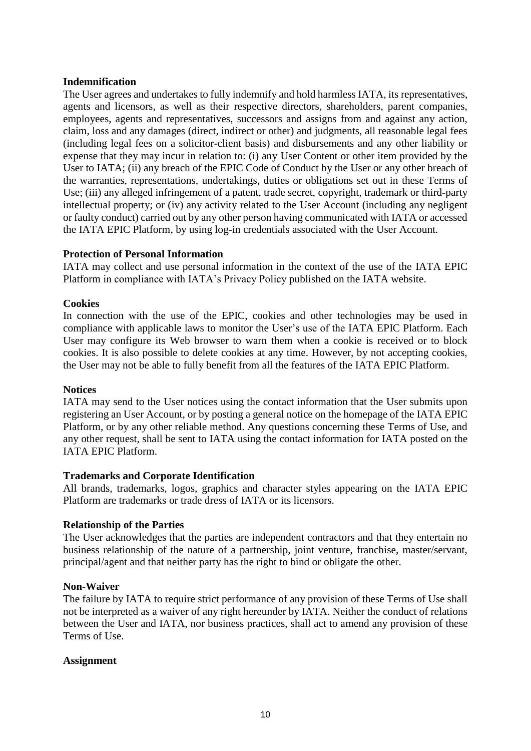**Indemnification**

The User agrees and undertakes to fully indemnify and hold harmless IATA, its representatives, agents and licensors, as well as their respective directors, shareholders, parent companies, employees, agents and representatives, successors and assigns from and against any action, claim, loss and any damages (direct, indirect or other) and judgments, all reasonable legal fees (including legal fees on a solicitor-client basis) and disbursements and any other liability or expense that they may incur in relation to: (i) any User Content or other item provided by the User to IATA; (ii) any breach of the EPIC Code of Conduct by the User or any other breach of the warranties, representations, undertakings, duties or obligations set out in these Terms of Use; (iii) any alleged infringement of a patent, trade secret, copyright, trademark or third-party intellectual property; or (iv) any activity related to the User Account (including any negligent or faulty conduct) carried out by any other person having communicated with IATA or accessed the IATA EPIC Platform, by using log-in credentials associated with the User Account.

**Protection of Personal Information**

IATA may collect and use personal information in the context of the use of the IATA EPIC Platform in compliance with IATA's Privacy Policy published on the IATA website.

**Cookies**

In connection with the use of the EPIC, cookies and other technologies may be used in compliance with applicable laws to monitor the User's use of the IATA EPIC Platform. Each User may configure its Web browser to warn them when a cookie is received or to block cookies. It is also possible to delete cookies at any time. However, by not accepting cookies, the User may not be able to fully benefit from all the features of the IATA EPIC Platform.

**Notices**

IATA may send to the User notices using the contact information that the User submits upon registering an User Account, or by posting a general notice on the homepage of the IATA EPIC Platform, or by any other reliable method. Any questions concerning these Terms of Use, and any other request, shall be sent to IATA using the contact information for IATA posted on the IATA EPIC Platform.

**Trademarks and Corporate Identification**

All brands, trademarks, logos, graphics and character styles appearing on the IATA EPIC Platform are trademarks or trade dress of IATA or its licensors.

**Relationship of the Parties**

The User acknowledges that the parties are independent contractors and that they entertain no business relationship of the nature of a partnership, joint venture, franchise, master/servant, principal/agent and that neither party has the right to bind or obligate the other.

**Non-Waiver**

The failure by IATA to require strict performance of any provision of these Terms of Use shall not be interpreted as a waiver of any right hereunder by IATA. Neither the conduct of relations between the User and IATA, nor business practices, shall act to amend any provision of these Terms of Use.

**Assignment**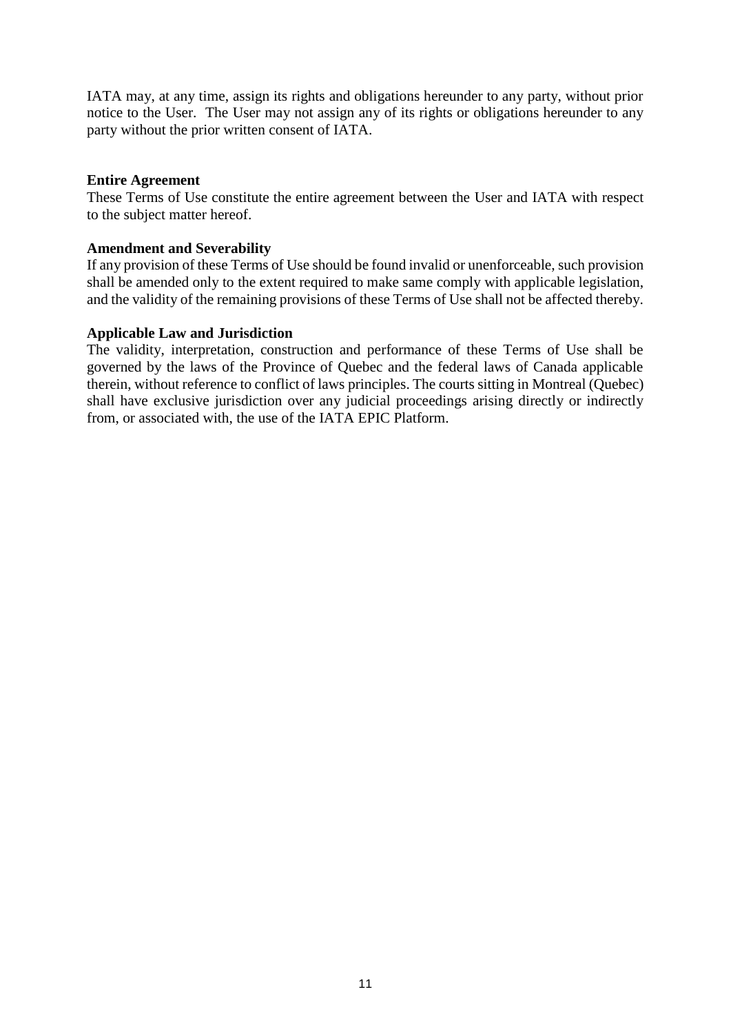IATA may, at any time, assign its rights and obligations hereunder to any party, without prior notice to the User. The User may not assign any of its rights or obligations hereunder to any party without the prior written consent of IATA.

**Entire Agreement**

These Terms of Use constitute the entire agreement between the User and IATA with respect to the subject matter hereof.

**Amendment and Severability**

If any provision of these Terms of Use should be found invalid or unenforceable, such provision shall be amended only to the extent required to make same comply with applicable legislation, and the validity of the remaining provisions of these Terms of Use shall not be affected thereby.

**Applicable Law and Jurisdiction**

The validity, interpretation, construction and performance of these Terms of Use shall be governed by the laws of the Province of Quebec and the federal laws of Canada applicable therein, without reference to conflict of laws principles. The courts sitting in Montreal (Quebec) shall have exclusive jurisdiction over any judicial proceedings arising directly or indirectly from, or associated with, the use of the IATA EPIC Platform.